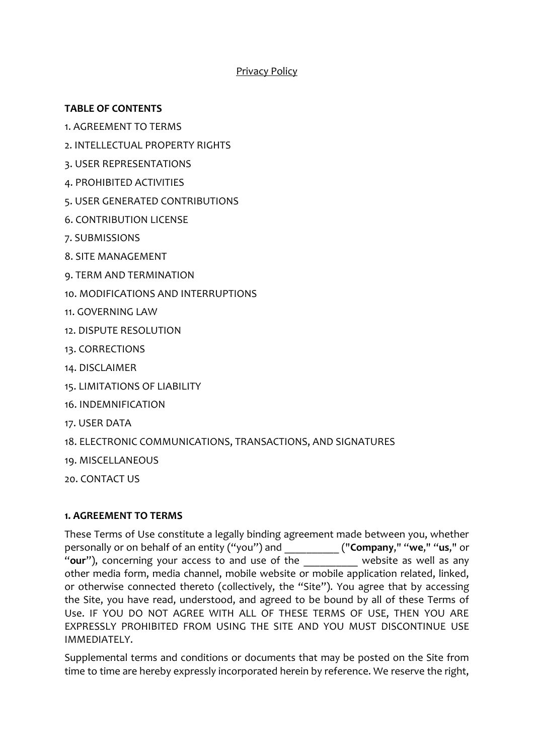Privacy Policy

**TABLE OF CONTENTS**

1. AGREEMENT TO TERMS

2. INTELLECTUAL PROPERTY RIGHTS

3. USER REPRESENTATIONS

4. PROHIBITED ACTIVITIES

5. USER GENERATED CONTRIBUTIONS

6. CONTRIBUTION LICENSE

7. SUBMISSIONS

8. SITE MANAGEMENT

9. TERM AND TERMINATION

10. MODIFICATIONS AND INTERRUPTIONS

11. GOVERNING LAW

12. DISPUTE RESOLUTION

13. CORRECTIONS

14. DISCLAIMER

15. LIMITATIONS OF LIABILITY

16. INDEMNIFICATION

17. USER DATA

18. ELECTRONIC COMMUNICATIONS, TRANSACTIONS, AND SIGNATURES

19. MISCELLANEOUS

20. CONTACT US

**1. AGREEMENT TO TERMS**

These Terms of Use constitute a legally binding agreement made between you, whether personally or on behalf of an entity ("you") and __________ ("**Company**," "**we**," "**us**," or "**our**"), concerning your access to and use of the __________ website as well as any other media form, media channel, mobile website or mobile application related, linked, or otherwise connected thereto (collectively, the "Site"). You agree that by accessing the Site, you have read, understood, and agreed to be bound by all of these Terms of Use. IF YOU DO NOT AGREE WITH ALL OF THESE TERMS OF USE, THEN YOU ARE EXPRESSLY PROHIBITED FROM USING THE SITE AND YOU MUST DISCONTINUE USE IMMEDIATELY.

Supplemental terms and conditions or documents that may be posted on the Site from time to time are hereby expressly incorporated herein by reference. We reserve the right,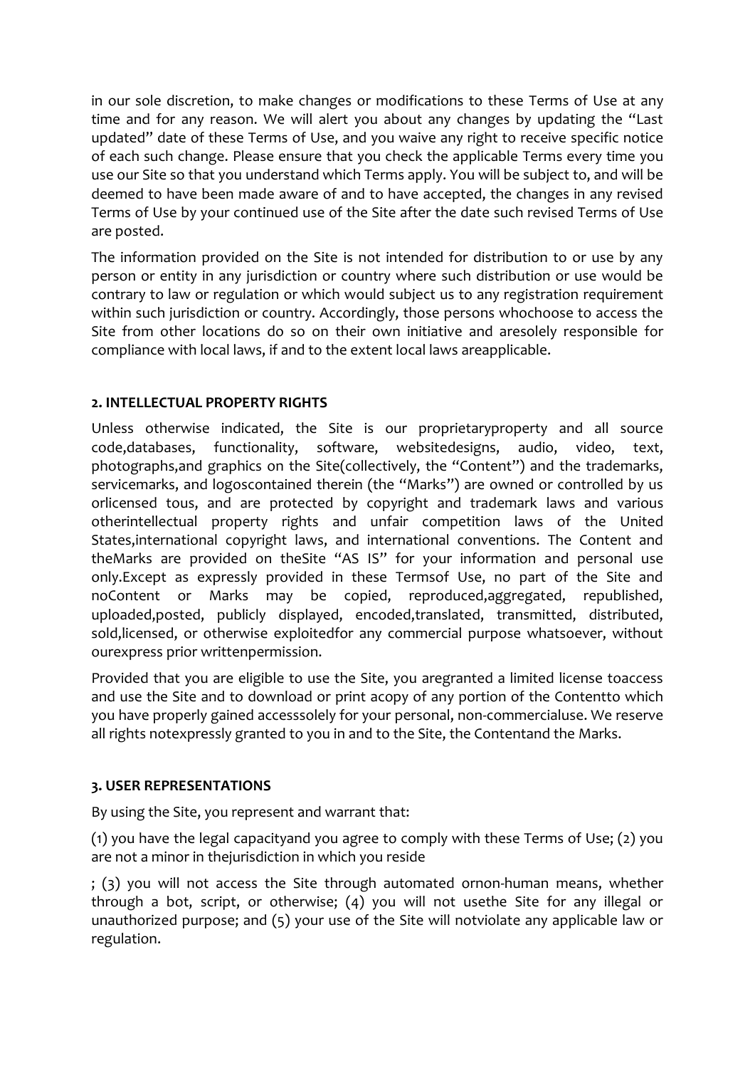in our sole discretion, to make changes or modifications to these Terms of Use at any time and for any reason. We will alert you about any changes by updating the "Last updated" date of these Terms of Use, and you waive any right to receive specific notice of each such change. Please ensure that you check the applicable Terms every time you use our Site so that you understand which Terms apply. You will be subject to, and will be deemed to have been made aware of and to have accepted, the changes in any revised Terms of Use by your continued use of the Site after the date such revised Terms of Use are posted.

The information provided on the Site is not intended for distribution to or use by any person or entity in any jurisdiction or country where such distribution or use would be contrary to law or regulation or which would subject us to any registration requirement within such jurisdiction or country. Accordingly, those persons whochoose to access the Site from other locations do so on their own initiative and aresolely responsible for compliance with local laws, if and to the extent local laws areapplicable.

**2. INTELLECTUAL PROPERTY RIGHTS**

Unless otherwise indicated, the Site is our proprietaryproperty and all source code,databases, functionality, software, websitedesigns, audio, video, text, photographs,and graphics on the Site(collectively, the "Content") and the trademarks, servicemarks, and logoscontained therein (the "Marks") are owned or controlled by us orlicensed tous, and are protected by copyright and trademark laws and various otherintellectual property rights and unfair competition laws of the United States,international copyright laws, and international conventions. The Content and theMarks are provided on theSite "AS IS" for your information and personal use only.Except as expressly provided in these Termsof Use, no part of the Site and noContent or Marks may be copied, reproduced,aggregated, republished, uploaded,posted, publicly displayed, encoded,translated, transmitted, distributed, sold,licensed, or otherwise exploitedfor any commercial purpose whatsoever, without ourexpress prior writtenpermission.

Provided that you are eligible to use the Site, you aregranted a limited license toaccess and use the Site and to download or print acopy of any portion of the Contentto which you have properly gained accesssolely for your personal, non-commercialuse. We reserve all rights notexpressly granted to you in and to the Site, the Contentand the Marks.

**3. USER REPRESENTATIONS**

By using the Site, you represent and warrant that:

(1) you have the legal capacityand you agree to comply with these Terms of Use; (2) you are not a minor in thejurisdiction in which you reside

; (3) you will not access the Site through automated ornon-human means, whether through a bot, script, or otherwise; (4) you will not usethe Site for any illegal or unauthorized purpose; and (5) your use of the Site will notviolate any applicable law or regulation.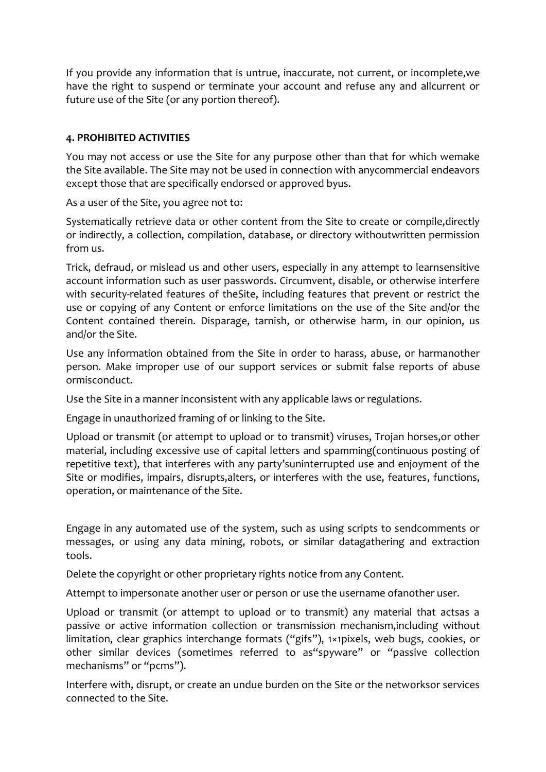If you provide any information that is untrue, inaccurate, not current, or incomplete,we have the right to suspend or terminate your account and refuse any and allcurrent or future use of the Site (or any portion thereof).

#### 4. PROHIBITED ACTIVITIES

You may not access or use the Site for any purpose other than that for which wemake the Site available. The Site may not be used in connection with anycommercial endeavors except those that are specifically endorsed or approved byus.

As a user of the Site, you agree not to:

Systematically retrieve data or other content from the Site to create or compile,directly or indirectly, a collection, compilation, database, or directory withoutwritten permission from us.

Trick, defraud, or mislead us and other users, especially in any attempt to learnsensitive account information such as user passwords. Circumvent, disable, or otherwise interfere with security-related features of theSite, including features that prevent or restrict the use or copying of any Content or enforce limitations on the use of the Site and/or the Content contained therein. Disparage, tarnish, or otherwise harm, in our opinion, us and/or the Site.

Use any information obtained from the Site in order to harass, abuse, or harmanother person. Make improper use of our support services or submit false reports of abuse ormisconduct.

Use the Site in a manner inconsistent with any applicable laws or regulations.

Engage in unauthorized framing of or linking to the Site.

Upload or transmit (or attempt to upload or to transmit) viruses, Trojan horses,or other material, including excessive use of capital letters and spamming(continuous posting of repetitive text), that interferes with any party'suninterrupted use and enjoyment of the Site or modifies, impairs, disrupts,alters, or interferes with the use, features, functions, operation, or maintenance of the Site.

Engage in any automated use of the system, such as using scripts to sendcomments or messages, or using any data mining, robots, or similar datagathering and extraction tools.

Delete the copyright or other proprietary rights notice from any Content.

Attempt to impersonate another user or person or use the username ofanother user.

Upload or transmit (or attempt to upload or to transmit) any material that actsas a passive or active information collection or transmission mechanism,including without limitation, clear graphics interchange formats ("gifs"), 1×1pixels, web bugs, cookies, or other similar devices (sometimes referred to as"spyware" or "passive collection mechanisms" or "pcms").

Interfere with, disrupt, or create an undue burden on the Site or the networksor services connected to the Site.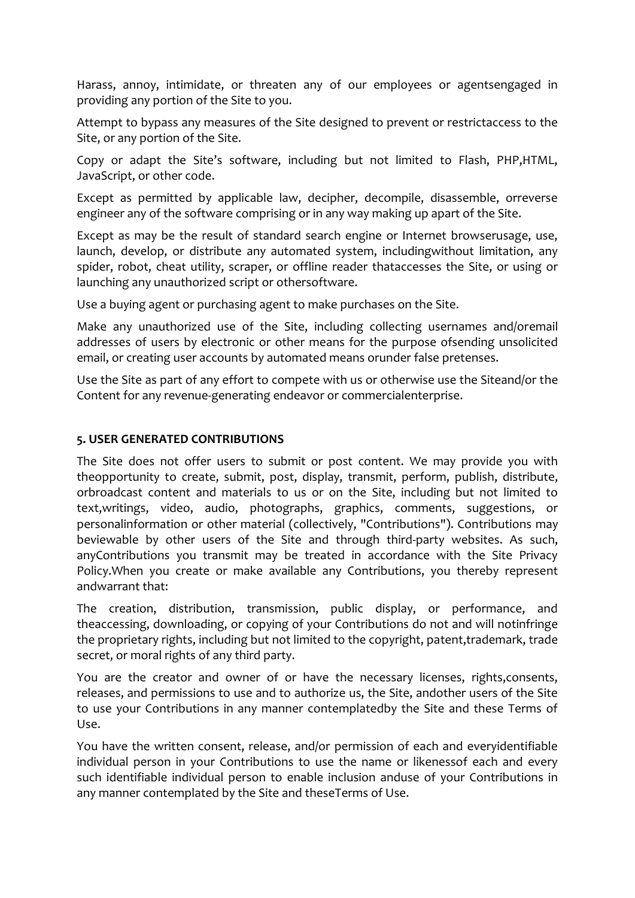Harass, annoy, intimidate, or threaten any of our employees or agentsengaged in providing any portion of the Site to you.

Attempt to bypass any measures of the Site designed to prevent or restrictaccess to the Site, or any portion of the Site.

Copy or adapt the Site's software, including but not limited to Flash, PHP,HTML, JavaScript, or other code.

Except as permitted by applicable law, decipher, decompile, disassemble, orreverse engineer any of the software comprising or in any way making up apart of the Site.

Except as may be the result of standard search engine or Internet browserusage, use, launch, develop, or distribute any automated system, includingwithout limitation, any spider, robot, cheat utility, scraper, or offline reader thataccesses the Site, or using or launching any unauthorized script or othersoftware.

Use a buying agent or purchasing agent to make purchases on the Site.

Make any unauthorized use of the Site, including collecting usernames and/oremail addresses of users by electronic or other means for the purpose ofsending unsolicited email, or creating user accounts by automated means orunder false pretenses.

Use the Site as part of any effort to compete with us or otherwise use the Siteand/or the Content for any revenue-generating endeavor or commercialenterprise.

**5. USER GENERATED CONTRIBUTIONS**

The Site does not offer users to submit or post content. We may provide you with theopportunity to create, submit, post, display, transmit, perform, publish, distribute, orbroadcast content and materials to us or on the Site, including but not limited to text,writings, video, audio, photographs, graphics, comments, suggestions, or personalinformation or other material (collectively, "Contributions"). Contributions may beviewable by other users of the Site and through third-party websites. As such, anyContributions you transmit may be treated in accordance with the Site Privacy Policy.When you create or make available any Contributions, you thereby represent andwarrant that:

The creation, distribution, transmission, public display, or performance, and theaccessing, downloading, or copying of your Contributions do not and will notinfringe the proprietary rights, including but not limited to the copyright, patent,trademark, trade secret, or moral rights of any third party.

You are the creator and owner of or have the necessary licenses, rights,consents, releases, and permissions to use and to authorize us, the Site, andother users of the Site to use your Contributions in any manner contemplatedby the Site and these Terms of Use.

You have the written consent, release, and/or permission of each and everyidentifiable individual person in your Contributions to use the name or likenessof each and every such identifiable individual person to enable inclusion anduse of your Contributions in any manner contemplated by the Site and theseTerms of Use.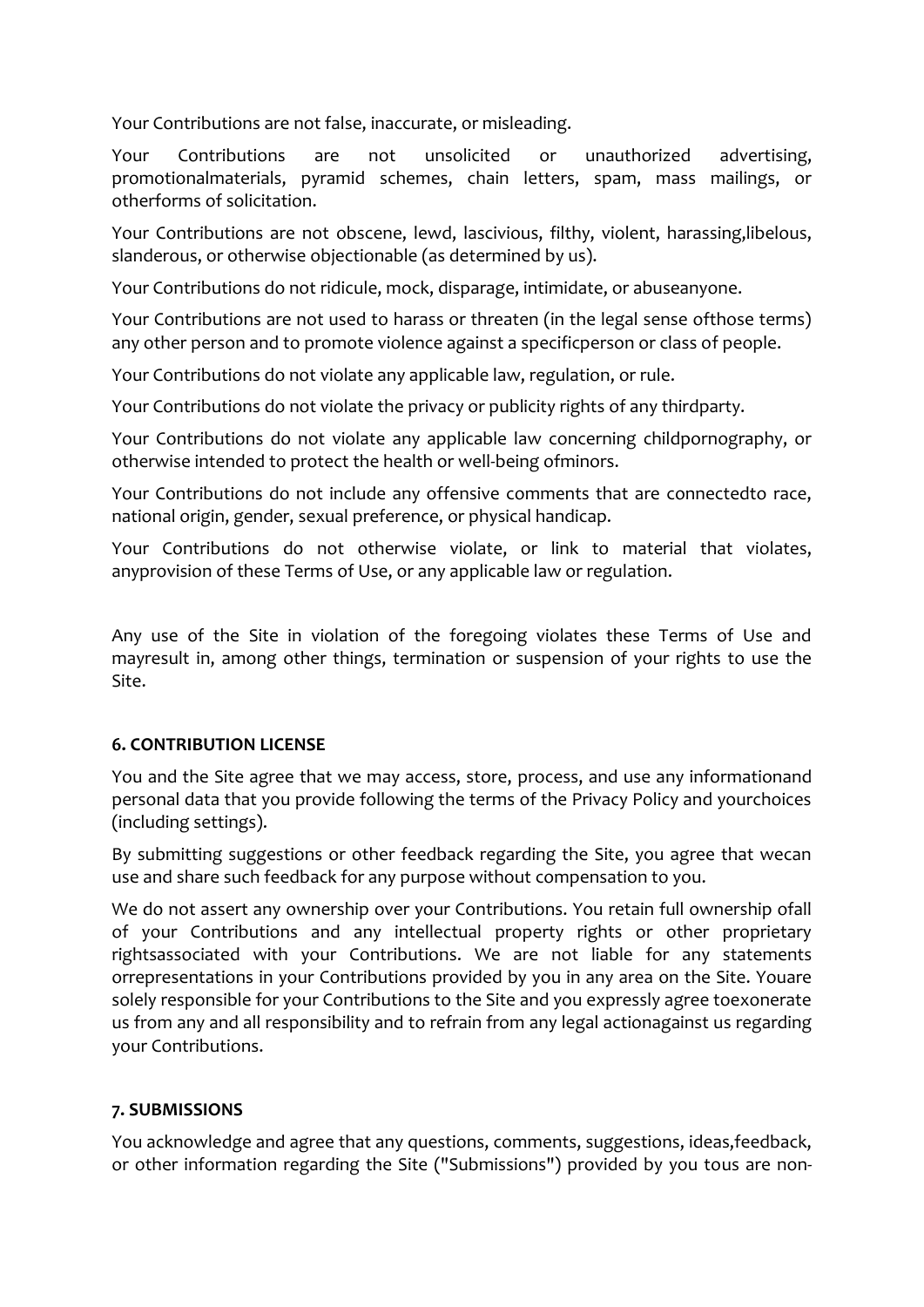Your Contributions are not false, inaccurate, or misleading.

Your Contributions are not unsolicited or unauthorized advertising, promotionalmaterials, pyramid schemes, chain letters, spam, mass mailings, or otherforms of solicitation.

Your Contributions are not obscene, lewd, lascivious, filthy, violent, harassing,libelous, slanderous, or otherwise objectionable (as determined by us).

Your Contributions do not ridicule, mock, disparage, intimidate, or abuseanyone.

Your Contributions are not used to harass or threaten (in the legal sense ofthose terms) any other person and to promote violence against a specificperson or class of people.

Your Contributions do not violate any applicable law, regulation, or rule.

Your Contributions do not violate the privacy or publicity rights of any thirdparty.

Your Contributions do not violate any applicable law concerning childpornography, or otherwise intended to protect the health or well-being ofminors.

Your Contributions do not include any offensive comments that are connectedto race, national origin, gender, sexual preference, or physical handicap.

Your Contributions do not otherwise violate, or link to material that violates, anyprovision of these Terms of Use, or any applicable law or regulation.

Any use of the Site in violation of the foregoing violates these Terms of Use and mayresult in, among other things, termination or suspension of your rights to use the Site.

**6. CONTRIBUTION LICENSE**

You and the Site agree that we may access, store, process, and use any informationand personal data that you provide following the terms of the Privacy Policy and yourchoices (including settings).

By submitting suggestions or other feedback regarding the Site, you agree that wecan use and share such feedback for any purpose without compensation to you.

We do not assert any ownership over your Contributions. You retain full ownership ofall of your Contributions and any intellectual property rights or other proprietary rightsassociated with your Contributions. We are not liable for any statements orrepresentations in your Contributions provided by you in any area on the Site. Youare solely responsible for your Contributions to the Site and you expressly agree toexonerate us from any and all responsibility and to refrain from any legal actionagainst us regarding your Contributions.

**7. SUBMISSIONS**

You acknowledge and agree that any questions, comments, suggestions, ideas,feedback, or other information regarding the Site ("Submissions") provided by you tous are non-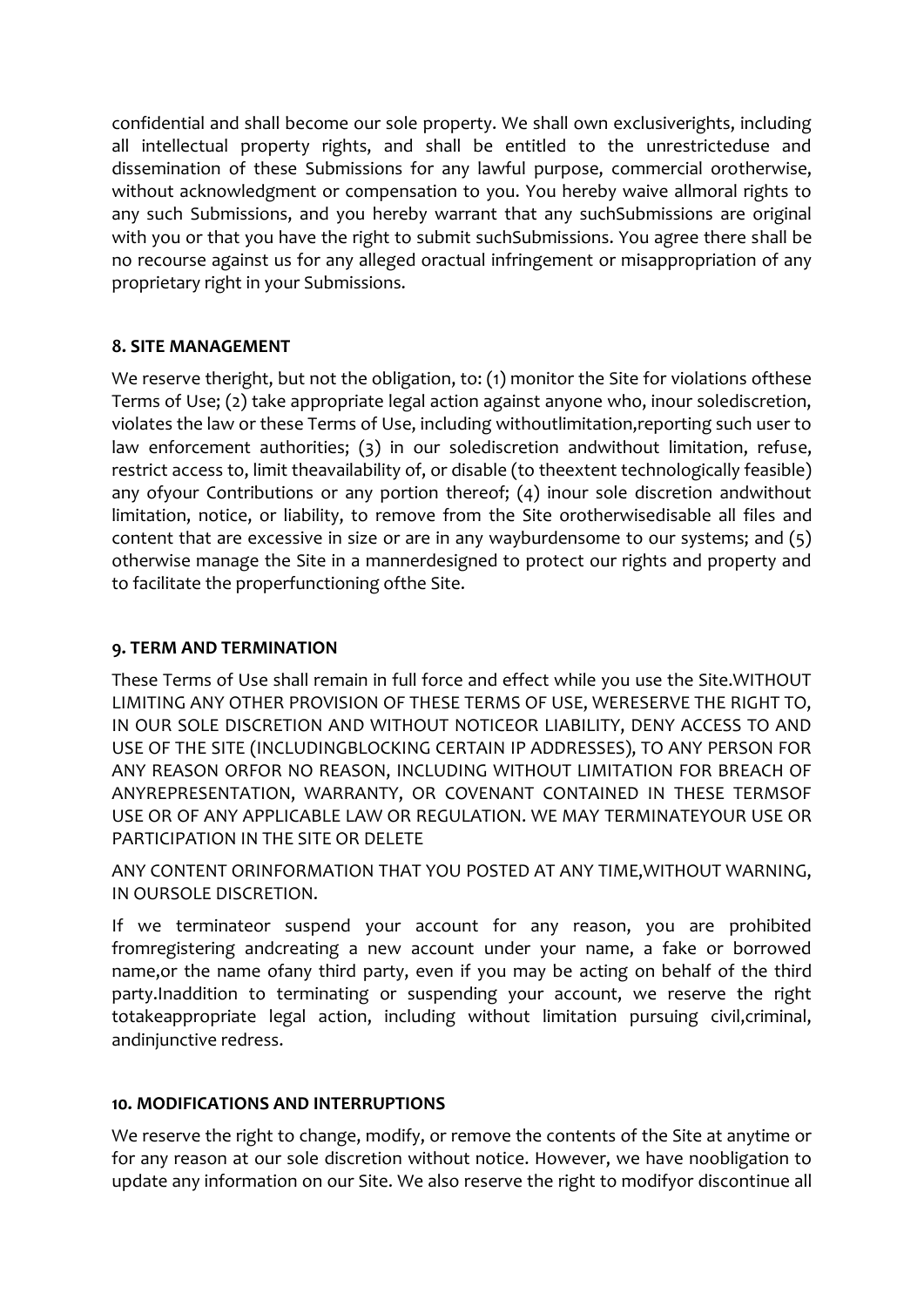confidential and shall become our sole property. We shall own exclusiverights, including all intellectual property rights, and shall be entitled to the unrestricteduse and dissemination of these Submissions for any lawful purpose, commercial orotherwise, without acknowledgment or compensation to you. You hereby waive allmoral rights to any such Submissions, and you hereby warrant that any suchSubmissions are original with you or that you have the right to submit suchSubmissions. You agree there shall be no recourse against us for any alleged oractual infringement or misappropriation of any proprietary right in your Submissions.

**8. SITE MANAGEMENT**

We reserve theright, but not the obligation, to: (1) monitor the Site for violations ofthese Terms of Use; (2) take appropriate legal action against anyone who, inour solediscretion, violates the law or these Terms of Use, including withoutlimitation,reporting such user to law enforcement authorities; (3) in our solediscretion andwithout limitation, refuse, restrict access to, limit theavailability of, or disable (to theextent technologically feasible) any ofyour Contributions or any portion thereof; (4) inour sole discretion andwithout limitation, notice, or liability, to remove from the Site orotherwisedisable all files and content that are excessive in size or are in any wayburdensome to our systems; and (5) otherwise manage the Site in a mannerdesigned to protect our rights and property and to facilitate the properfunctioning ofthe Site.

**9. TERM AND TERMINATION**

These Terms of Use shall remain in full force and effect while you use the Site.WITHOUT LIMITING ANY OTHER PROVISION OF THESE TERMS OF USE, WERESERVE THE RIGHT TO, IN OUR SOLE DISCRETION AND WITHOUT NOTICEOR LIABILITY, DENY ACCESS TO AND USE OF THE SITE (INCLUDINGBLOCKING CERTAIN IP ADDRESSES), TO ANY PERSON FOR ANY REASON ORFOR NO REASON, INCLUDING WITHOUT LIMITATION FOR BREACH OF ANYREPRESENTATION, WARRANTY, OR COVENANT CONTAINED IN THESE TERMSOF USE OR OF ANY APPLICABLE LAW OR REGULATION. WE MAY TERMINATEYOUR USE OR PARTICIPATION IN THE SITE OR DELETE

ANY CONTENT ORINFORMATION THAT YOU POSTED AT ANY TIME,WITHOUT WARNING, IN OURSOLE DISCRETION.

If we terminateor suspend your account for any reason, you are prohibited fromregistering andcreating a new account under your name, a fake or borrowed name,or the name ofany third party, even if you may be acting on behalf of the third party.Inaddition to terminating or suspending your account, we reserve the right totakeappropriate legal action, including without limitation pursuing civil,criminal, andinjunctive redress.

**10. MODIFICATIONS AND INTERRUPTIONS**

We reserve the right to change, modify, or remove the contents of the Site at anytime or for any reason at our sole discretion without notice. However, we have noobligation to update any information on our Site. We also reserve the right to modifyor discontinue all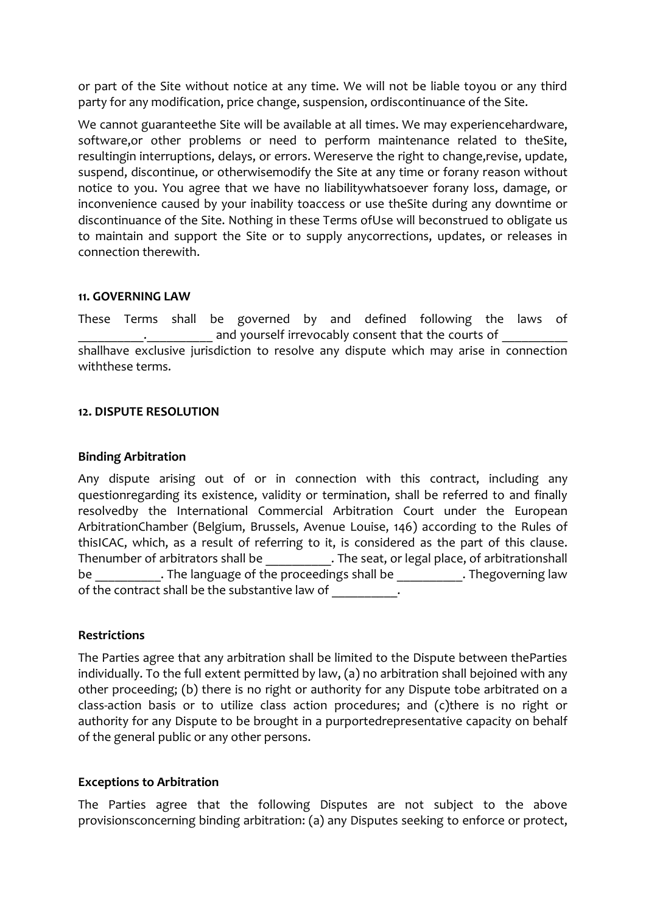or part of the Site without notice at any time. We will not be liable toyou or any third party for any modification, price change, suspension, ordiscontinuance of the Site.

We cannot guaranteethe Site will be available at all times. We may experiencehardware, software,or other problems or need to perform maintenance related to theSite, resultingin interruptions, delays, or errors. Wereserve the right to change,revise, update, suspend, discontinue, or otherwisemodify the Site at any time or forany reason without notice to you. You agree that we have no liabilitywhatsoever forany loss, damage, or inconvenience caused by your inability toaccess or use theSite during any downtime or discontinuance of the Site. Nothing in these Terms ofUse will beconstrued to obligate us to maintain and support the Site or to supply anycorrections, updates, or releases in connection therewith.

#### 11. GOVERNING LAW

These Terms shall be governed by and defined following the laws of __________.__________ and yourself irrevocably consent that the courts of __________ shallhave exclusive jurisdiction to resolve any dispute which may arise in connection withthese terms.

#### 12. DISPUTE RESOLUTION

**Binding Arbitration**

Any dispute arising out of or in connection with this contract, including any questionregarding its existence, validity or termination, shall be referred to and finally resolvedby the International Commercial Arbitration Court under the European ArbitrationChamber (Belgium, Brussels, Avenue Louise, 146) according to the Rules of thisICAC, which, as a result of referring to it, is considered as the part of this clause. Thenumber of arbitrators shall be __________. The seat, or legal place, of arbitrationshall be __________. The language of the proceedings shall be __________. Thegoverning law of the contract shall be the substantive law of __________.

**Restrictions**

The Parties agree that any arbitration shall be limited to the Dispute between theParties individually. To the full extent permitted by law, (a) no arbitration shall bejoined with any other proceeding; (b) there is no right or authority for any Dispute tobe arbitrated on a class-action basis or to utilize class action procedures; and (c)there is no right or authority for any Dispute to be brought in a purportedrepresentative capacity on behalf of the general public or any other persons.

**Exceptions to Arbitration**

The Parties agree that the following Disputes are not subject to the above provisionsconcerning binding arbitration: (a) any Disputes seeking to enforce or protect,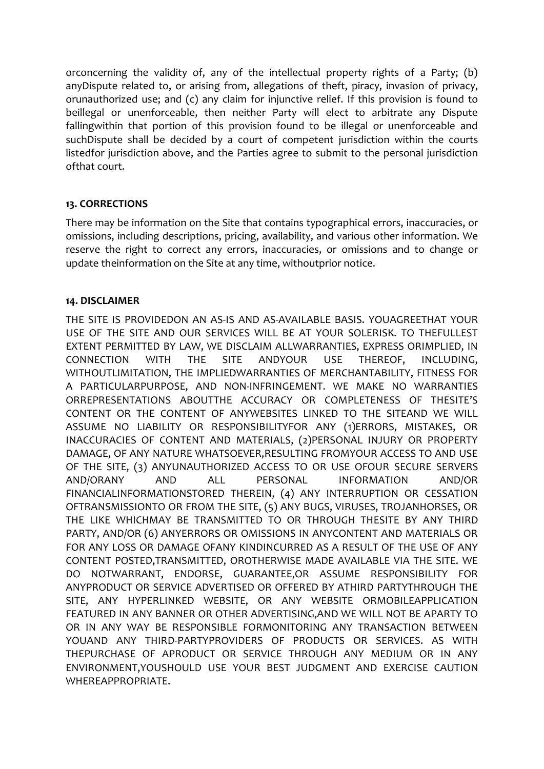orconcerning the validity of, any of the intellectual property rights of a Party; (b) anyDispute related to, or arising from, allegations of theft, piracy, invasion of privacy, orunauthorized use; and (c) any claim for injunctive relief. If this provision is found to beillegal or unenforceable, then neither Party will elect to arbitrate any Dispute fallingwithin that portion of this provision found to be illegal or unenforceable and suchDispute shall be decided by a court of competent jurisdiction within the courts listedfor jurisdiction above, and the Parties agree to submit to the personal jurisdiction ofthat court.

**13. CORRECTIONS**

There may be information on the Site that contains typographical errors, inaccuracies, or omissions, including descriptions, pricing, availability, and various other information. We reserve the right to correct any errors, inaccuracies, or omissions and to change or update theinformation on the Site at any time, withoutprior notice.

**14. DISCLAIMER**

THE SITE IS PROVIDEDON AN AS-IS AND AS-AVAILABLE BASIS. YOUAGREETHAT YOUR USE OF THE SITE AND OUR SERVICES WILL BE AT YOUR SOLERISK. TO THEFULLEST EXTENT PERMITTED BY LAW, WE DISCLAIM ALLWARRANTIES, EXPRESS ORIMPLIED, IN CONNECTION WITH THE SITE ANDYOUR USE THEREOF, INCLUDING, WITHOUTLIMITATION, THE IMPLIEDWARRANTIES OF MERCHANTABILITY, FITNESS FOR A PARTICULARPURPOSE, AND NON-INFRINGEMENT. WE MAKE NO WARRANTIES ORREPRESENTATIONS ABOUTTHE ACCURACY OR COMPLETENESS OF THESITE'S CONTENT OR THE CONTENT OF ANYWEBSITES LINKED TO THE SITEAND WE WILL ASSUME NO LIABILITY OR RESPONSIBILITYFOR ANY (1)ERRORS, MISTAKES, OR INACCURACIES OF CONTENT AND MATERIALS, (2)PERSONAL INJURY OR PROPERTY DAMAGE, OF ANY NATURE WHATSOEVER,RESULTING FROMYOUR ACCESS TO AND USE OF THE SITE, (3) ANYUNAUTHORIZED ACCESS TO OR USE OFOUR SECURE SERVERS AND/ORANY AND ALL PERSONAL INFORMATION AND/OR FINANCIALINFORMATIONSTORED THEREIN, (4) ANY INTERRUPTION OR CESSATION OFTRANSMISSIONTO OR FROM THE SITE, (5) ANY BUGS, VIRUSES, TROJANHORSES, OR THE LIKE WHICHMAY BE TRANSMITTED TO OR THROUGH THESITE BY ANY THIRD PARTY, AND/OR (6) ANYERRORS OR OMISSIONS IN ANYCONTENT AND MATERIALS OR FOR ANY LOSS OR DAMAGE OFANY KINDINCURRED AS A RESULT OF THE USE OF ANY CONTENT POSTED,TRANSMITTED, OROTHERWISE MADE AVAILABLE VIA THE SITE. WE DO NOTWARRANT, ENDORSE, GUARANTEE,OR ASSUME RESPONSIBILITY FOR ANYPRODUCT OR SERVICE ADVERTISED OR OFFERED BY ATHIRD PARTYTHROUGH THE SITE, ANY HYPERLINKED WEBSITE, OR ANY WEBSITE ORMOBILEAPPLICATION FEATURED IN ANY BANNER OR OTHER ADVERTISING,AND WE WILL NOT BE APARTY TO OR IN ANY WAY BE RESPONSIBLE FORMONITORING ANY TRANSACTION BETWEEN YOUAND ANY THIRD-PARTYPROVIDERS OF PRODUCTS OR SERVICES. AS WITH THEPURCHASE OF APRODUCT OR SERVICE THROUGH ANY MEDIUM OR IN ANY ENVIRONMENT,YOUSHOULD USE YOUR BEST JUDGMENT AND EXERCISE CAUTION WHEREAPPROPRIATE.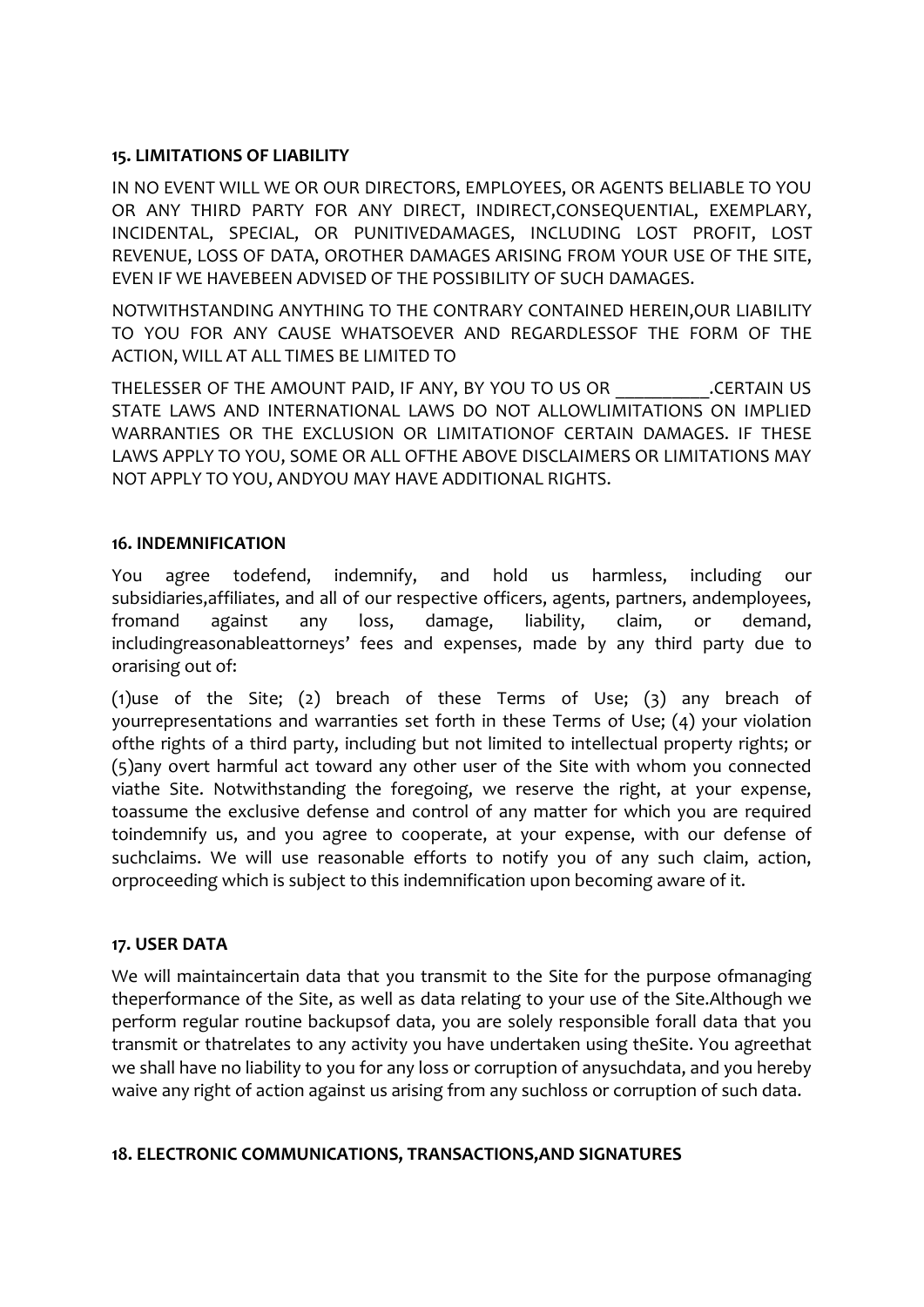**15. LIMITATIONS OF LIABILITY**

IN NO EVENT WILL WE OR OUR DIRECTORS, EMPLOYEES, OR AGENTS BELIABLE TO YOU OR ANY THIRD PARTY FOR ANY DIRECT, INDIRECT,CONSEQUENTIAL, EXEMPLARY, INCIDENTAL, SPECIAL, OR PUNITIVEDAMAGES, INCLUDING LOST PROFIT, LOST REVENUE, LOSS OF DATA, OROTHER DAMAGES ARISING FROM YOUR USE OF THE SITE, EVEN IF WE HAVEBEEN ADVISED OF THE POSSIBILITY OF SUCH DAMAGES.

NOTWITHSTANDING ANYTHING TO THE CONTRARY CONTAINED HEREIN,OUR LIABILITY TO YOU FOR ANY CAUSE WHATSOEVER AND REGARDLESSOF THE FORM OF THE ACTION, WILL AT ALL TIMES BE LIMITED TO

THELESSER OF THE AMOUNT PAID, IF ANY, BY YOU TO US OR __________.CERTAIN US STATE LAWS AND INTERNATIONAL LAWS DO NOT ALLOWLIMITATIONS ON IMPLIED WARRANTIES OR THE EXCLUSION OR LIMITATIONOF CERTAIN DAMAGES. IF THESE LAWS APPLY TO YOU, SOME OR ALL OFTHE ABOVE DISCLAIMERS OR LIMITATIONS MAY NOT APPLY TO YOU, ANDYOU MAY HAVE ADDITIONAL RIGHTS.

**16. INDEMNIFICATION**

You agree todefend, indemnify, and hold us harmless, including our subsidiaries,affiliates, and all of our respective officers, agents, partners, andemployees, fromand against any loss, damage, liability, claim, or demand, includingreasonableattorneys' fees and expenses, made by any third party due to orarising out of:

(1)use of the Site; (2) breach of these Terms of Use; (3) any breach of yourrepresentations and warranties set forth in these Terms of Use; (4) your violation ofthe rights of a third party, including but not limited to intellectual property rights; or (5)any overt harmful act toward any other user of the Site with whom you connected viathe Site. Notwithstanding the foregoing, we reserve the right, at your expense, toassume the exclusive defense and control of any matter for which you are required toindemnify us, and you agree to cooperate, at your expense, with our defense of suchclaims. We will use reasonable efforts to notify you of any such claim, action, orproceeding which is subject to this indemnification upon becoming aware of it.

**17. USER DATA**

We will maintaincertain data that you transmit to the Site for the purpose ofmanaging theperformance of the Site, as well as data relating to your use of the Site.Although we perform regular routine backupsof data, you are solely responsible forall data that you transmit or thatrelates to any activity you have undertaken using theSite. You agreethat we shall have no liability to you for any loss or corruption of anysuchdata, and you hereby waive any right of action against us arising from any suchloss or corruption of such data.

**18. ELECTRONIC COMMUNICATIONS, TRANSACTIONS,AND SIGNATURES**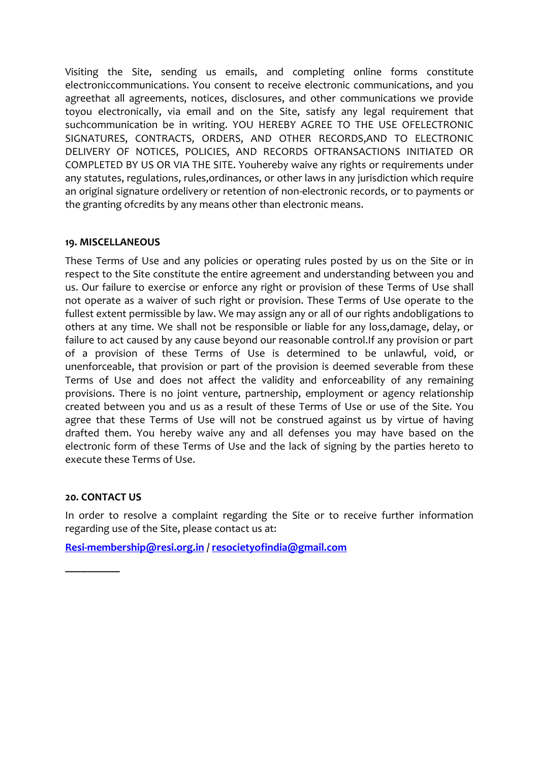Visiting the Site, sending us emails, and completing online forms constitute electroniccommunications. You consent to receive electronic communications, and you agreethat all agreements, notices, disclosures, and other communications we provide toyou electronically, via email and on the Site, satisfy any legal requirement that suchcommunication be in writing. YOU HEREBY AGREE TO THE USE OFELECTRONIC SIGNATURES, CONTRACTS, ORDERS, AND OTHER RECORDS,AND TO ELECTRONIC DELIVERY OF NOTICES, POLICIES, AND RECORDS OFTRANSACTIONS INITIATED OR COMPLETED BY US OR VIA THE SITE. Youhereby waive any rights or requirements under any statutes, regulations, rules,ordinances, or other laws in any jurisdiction which require an original signature ordelivery or retention of non-electronic records, or to payments or the granting ofcredits by any means other than electronic means.

**19. MISCELLANEOUS**

These Terms of Use and any policies or operating rules posted by us on the Site or in respect to the Site constitute the entire agreement and understanding between you and us. Our failure to exercise or enforce any right or provision of these Terms of Use shall not operate as a waiver of such right or provision. These Terms of Use operate to the fullest extent permissible by law. We may assign any or all of our rights andobligations to others at any time. We shall not be responsible or liable for any loss,damage, delay, or failure to act caused by any cause beyond our reasonable control.If any provision or part of a provision of these Terms of Use is determined to be unlawful, void, or unenforceable, that provision or part of the provision is deemed severable from these Terms of Use and does not affect the validity and enforceability of any remaining provisions. There is no joint venture, partnership, employment or agency relationship created between you and us as a result of these Terms of Use or use of the Site. You agree that these Terms of Use will not be construed against us by virtue of having drafted them. You hereby waive any and all defenses you may have based on the electronic form of these Terms of Use and the lack of signing by the parties hereto to execute these Terms of Use.

**20. CONTACT US**

In order to resolve a complaint regarding the Site or to receive further information regarding use of the Site, please contact us at:

**Resi-membership@resi.org.in / resocietyofindia@gmail.com**

__________